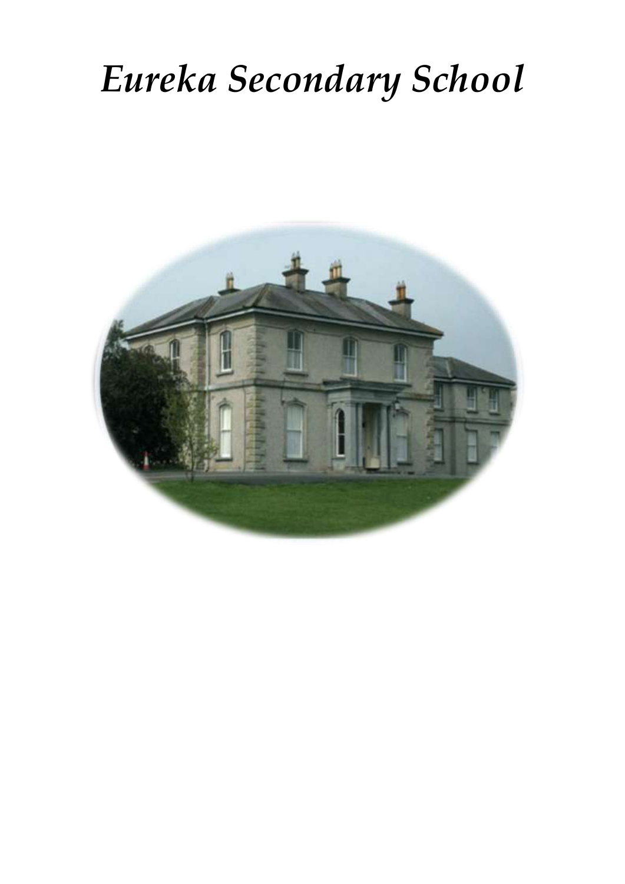# *Eureka Secondary School*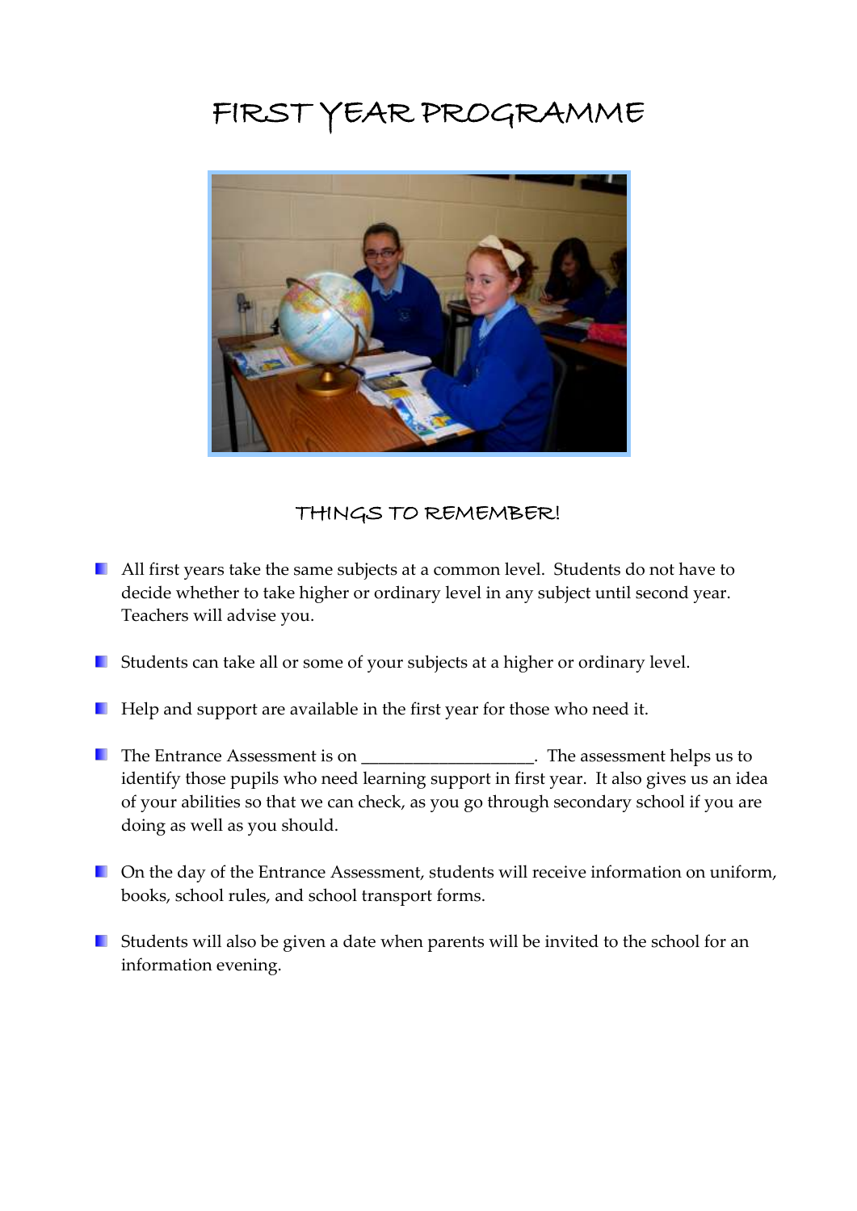# FIRST YEAR PROGRAMME

## THINGS TO REMEMBER!

- All first years take the same subjects at a common level. Students do not have to decide whether to take higher or ordinary level in any subject until second year. Teachers will advise you.

- Students can take all or some of your subjects at a higher or ordinary level.

- Help and support are available in the first year for those who need it.

- The Entrance Assessment is on ____________________. The assessment helps us to identify those pupils who need learning support in first year. It also gives us an idea of your abilities so that we can check, as you go through secondary school if you are doing as well as you should.

- On the day of the Entrance Assessment, students will receive information on uniform, books, school rules, and school transport forms.

- Students will also be given a date when parents will be invited to the school for an information evening.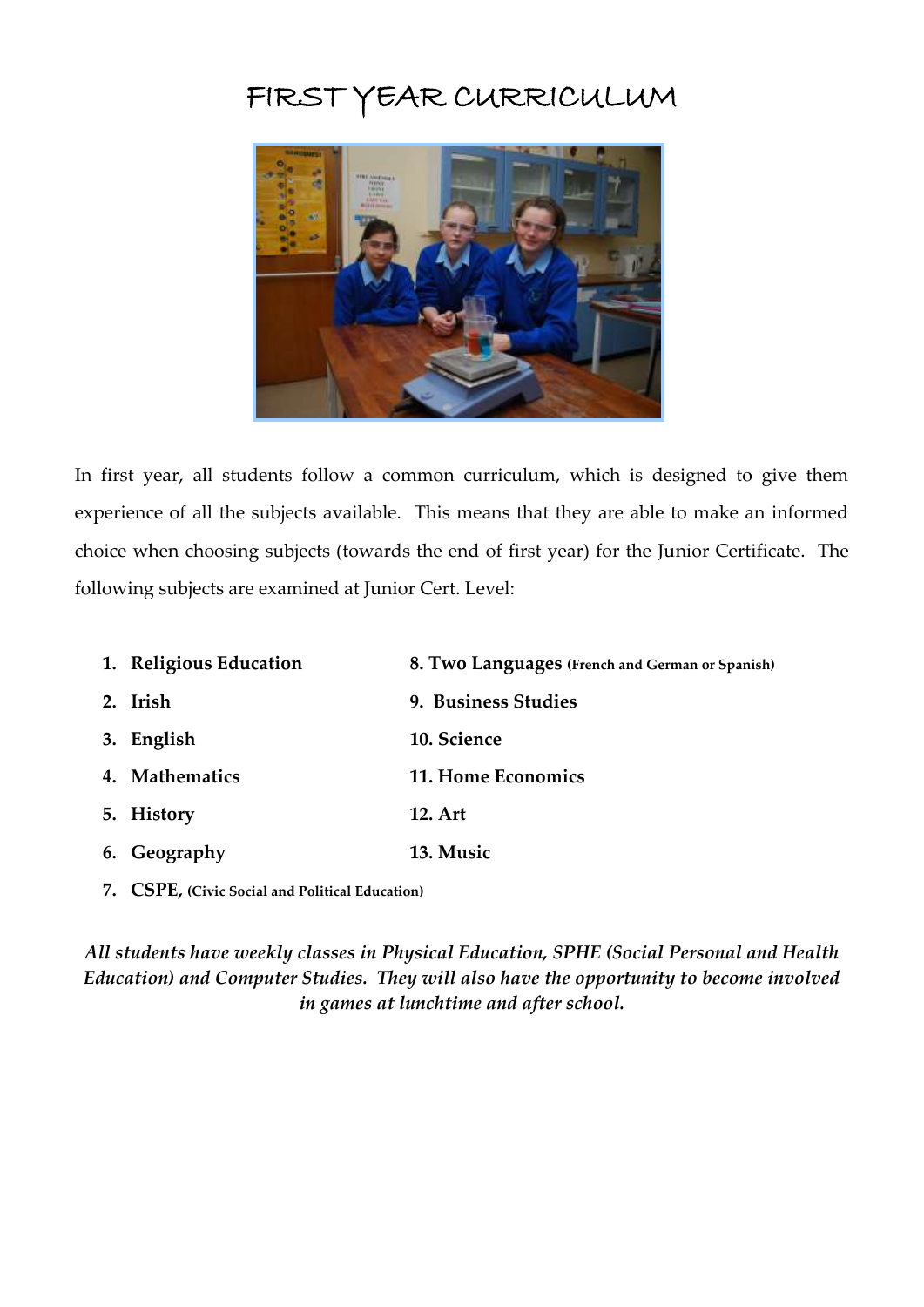# FIRST YEAR CURRICULUM

In first year, all students follow a common curriculum, which is designed to give them experience of all the subjects available. This means that they are able to make an informed choice when choosing subjects (towards the end of first year) for the Junior Certificate. The following subjects are examined at Junior Cert. Level:

1. **Religious Education**
2. **Irish**
3. **English**
4. **Mathematics**
5. **History**
6. **Geography**
7. **CSPE, (Civic Social and Political Education)**
8. **Two Languages (French and German or Spanish)**
9. **Business Studies**
10. **Science**
11. **Home Economics**
12. **Art**
13. **Music**

***All students have weekly classes in Physical Education, SPHE (Social Personal and Health Education) and Computer Studies. They will also have the opportunity to become involved in games at lunchtime and after school.***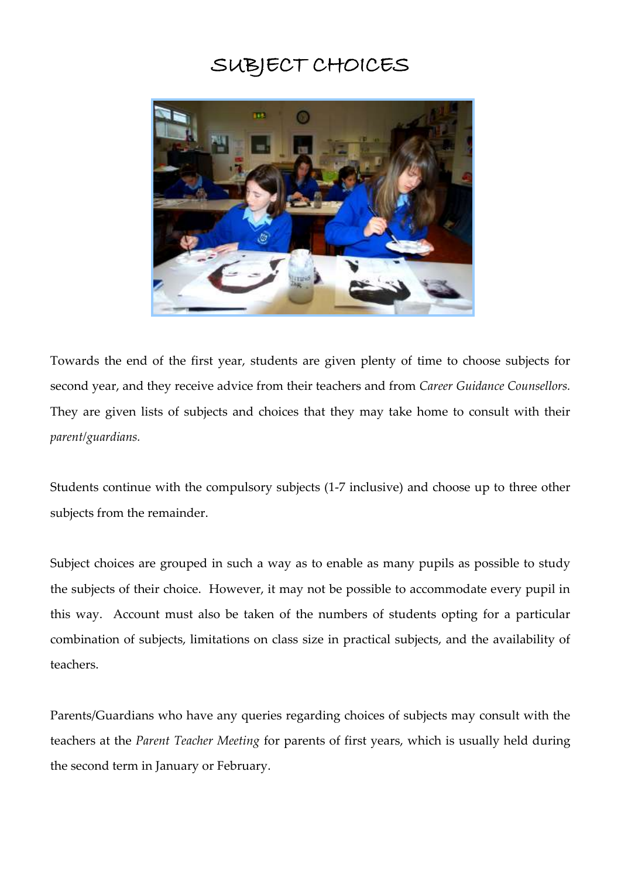# SUBJECT CHOICES

Towards the end of the first year, students are given plenty of time to choose subjects for second year, and they receive advice from their teachers and from *Career Guidance Counsellors.* They are given lists of subjects and choices that they may take home to consult with their *parent/guardians.*

Students continue with the compulsory subjects (1-7 inclusive) and choose up to three other subjects from the remainder.

Subject choices are grouped in such a way as to enable as many pupils as possible to study the subjects of their choice. However, it may not be possible to accommodate every pupil in this way. Account must also be taken of the numbers of students opting for a particular combination of subjects, limitations on class size in practical subjects, and the availability of teachers.

Parents/Guardians who have any queries regarding choices of subjects may consult with the teachers at the *Parent Teacher Meeting* for parents of first years, which is usually held during the second term in January or February.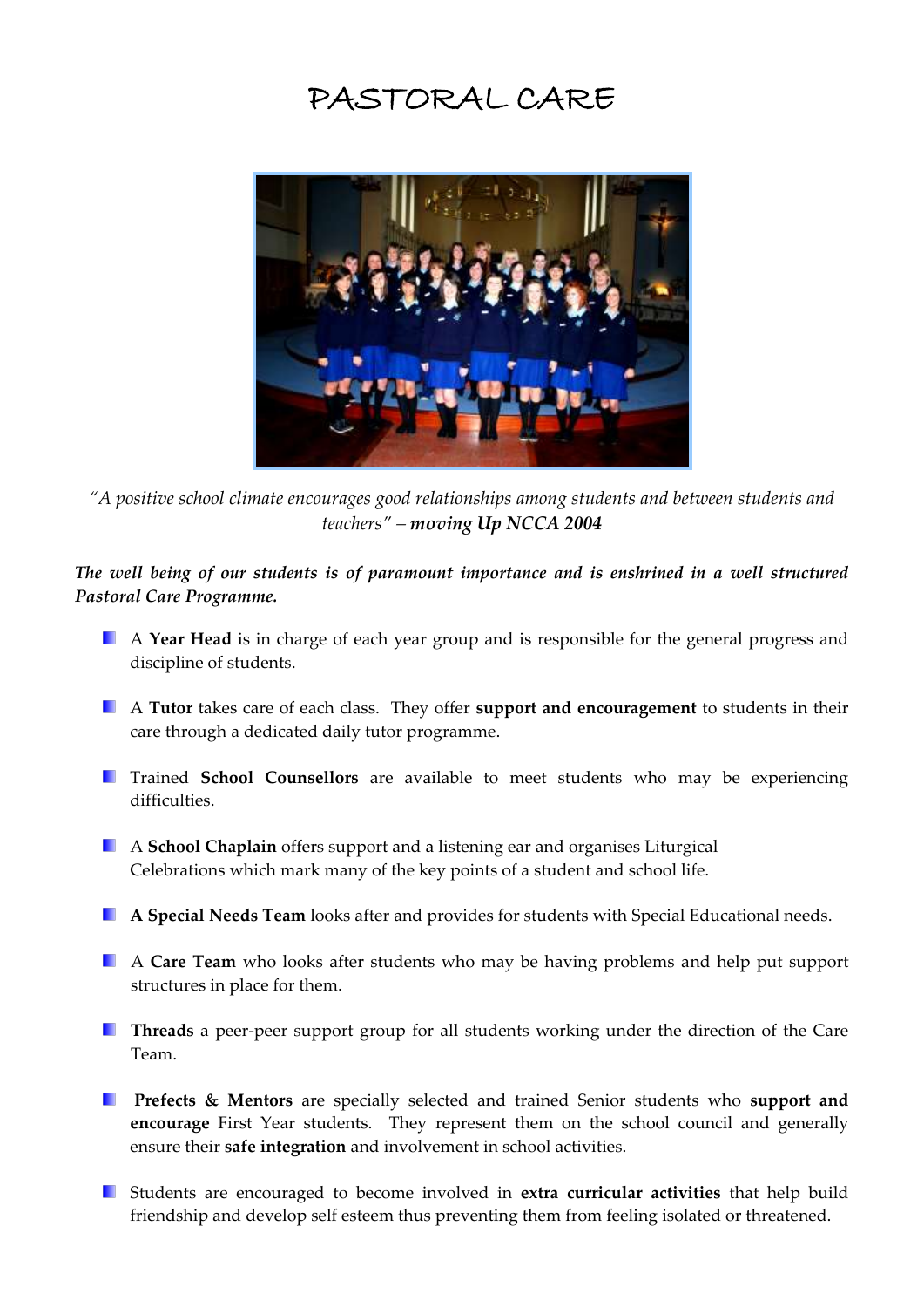# PASTORAL CARE

*"A positive school climate encourages good relationships among students and between students and teachers" – **moving Up NCCA 2004***

***The well being of our students is of paramount importance and is enshrined in a well structured Pastoral Care Programme.***

- A **Year Head** is in charge of each year group and is responsible for the general progress and discipline of students.
- A **Tutor** takes care of each class. They offer **support and encouragement** to students in their care through a dedicated daily tutor programme.
- Trained **School Counsellors** are available to meet students who may be experiencing difficulties.
- A **School Chaplain** offers support and a listening ear and organises Liturgical Celebrations which mark many of the key points of a student and school life.
- **A Special Needs Team** looks after and provides for students with Special Educational needs.
- A **Care Team** who looks after students who may be having problems and help put support structures in place for them.
- **Threads** a peer-peer support group for all students working under the direction of the Care Team.
- **Prefects & Mentors** are specially selected and trained Senior students who **support and encourage** First Year students. They represent them on the school council and generally ensure their **safe integration** and involvement in school activities.
- Students are encouraged to become involved in **extra curricular activities** that help build friendship and develop self esteem thus preventing them from feeling isolated or threatened.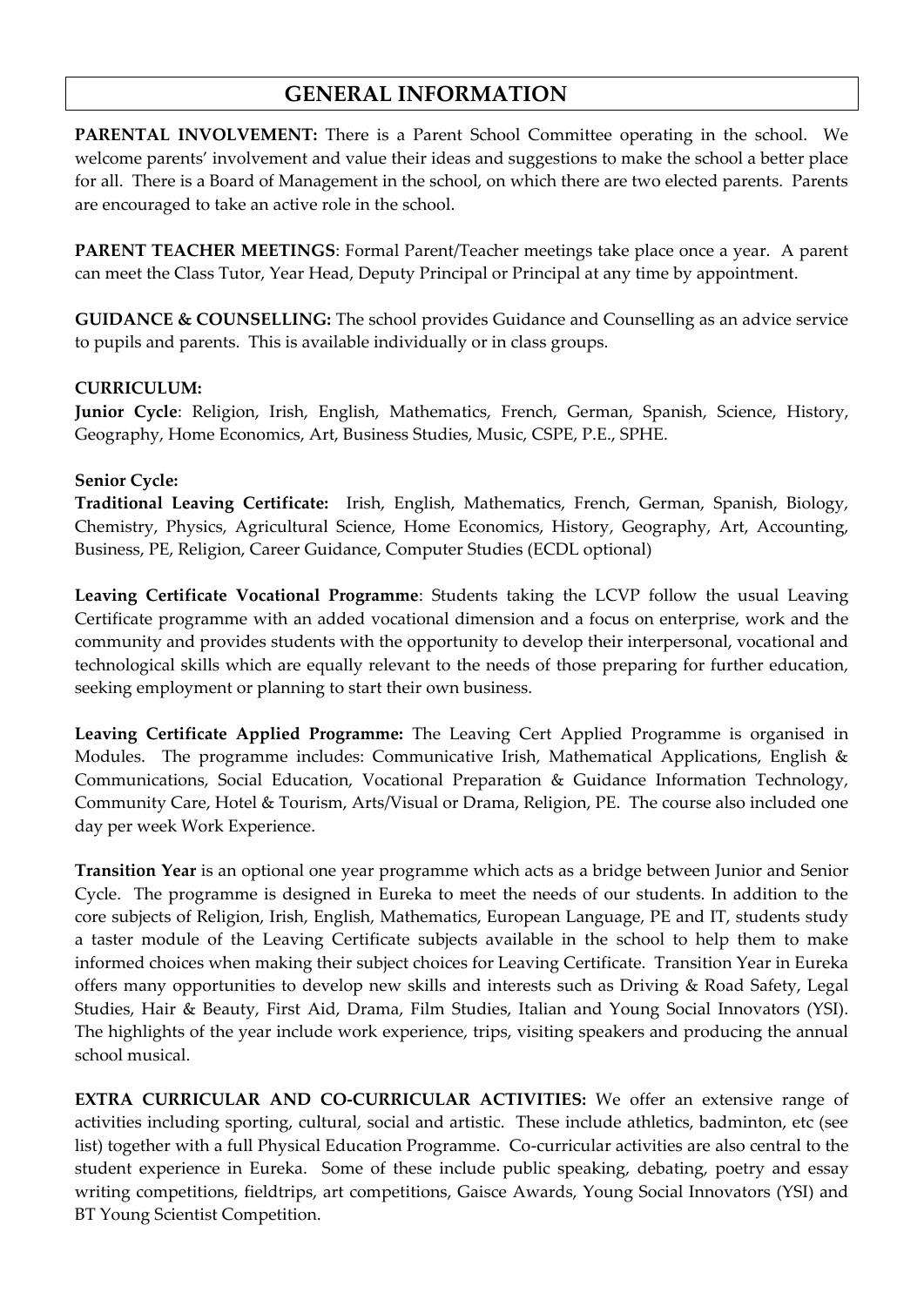# GENERAL INFORMATION

**PARENTAL INVOLVEMENT:** There is a Parent School Committee operating in the school. We welcome parents' involvement and value their ideas and suggestions to make the school a better place for all. There is a Board of Management in the school, on which there are two elected parents. Parents are encouraged to take an active role in the school.

**PARENT TEACHER MEETINGS**: Formal Parent/Teacher meetings take place once a year. A parent can meet the Class Tutor, Year Head, Deputy Principal or Principal at any time by appointment.

**GUIDANCE & COUNSELLING:** The school provides Guidance and Counselling as an advice service to pupils and parents. This is available individually or in class groups.

**CURRICULUM:**
**Junior Cycle**: Religion, Irish, English, Mathematics, French, German, Spanish, Science, History, Geography, Home Economics, Art, Business Studies, Music, CSPE, P.E., SPHE.

**Senior Cycle:**
**Traditional Leaving Certificate:** Irish, English, Mathematics, French, German, Spanish, Biology, Chemistry, Physics, Agricultural Science, Home Economics, History, Geography, Art, Accounting, Business, PE, Religion, Career Guidance, Computer Studies (ECDL optional)

**Leaving Certificate Vocational Programme**: Students taking the LCVP follow the usual Leaving Certificate programme with an added vocational dimension and a focus on enterprise, work and the community and provides students with the opportunity to develop their interpersonal, vocational and technological skills which are equally relevant to the needs of those preparing for further education, seeking employment or planning to start their own business.

**Leaving Certificate Applied Programme:** The Leaving Cert Applied Programme is organised in Modules. The programme includes: Communicative Irish, Mathematical Applications, English & Communications, Social Education, Vocational Preparation & Guidance Information Technology, Community Care, Hotel & Tourism, Arts/Visual or Drama, Religion, PE. The course also included one day per week Work Experience.

**Transition Year** is an optional one year programme which acts as a bridge between Junior and Senior Cycle. The programme is designed in Eureka to meet the needs of our students. In addition to the core subjects of Religion, Irish, English, Mathematics, European Language, PE and IT, students study a taster module of the Leaving Certificate subjects available in the school to help them to make informed choices when making their subject choices for Leaving Certificate. Transition Year in Eureka offers many opportunities to develop new skills and interests such as Driving & Road Safety, Legal Studies, Hair & Beauty, First Aid, Drama, Film Studies, Italian and Young Social Innovators (YSI). The highlights of the year include work experience, trips, visiting speakers and producing the annual school musical.

**EXTRA CURRICULAR AND CO-CURRICULAR ACTIVITIES:** We offer an extensive range of activities including sporting, cultural, social and artistic. These include athletics, badminton, etc (see list) together with a full Physical Education Programme. Co-curricular activities are also central to the student experience in Eureka. Some of these include public speaking, debating, poetry and essay writing competitions, fieldtrips, art competitions, Gaisce Awards, Young Social Innovators (YSI) and BT Young Scientist Competition.